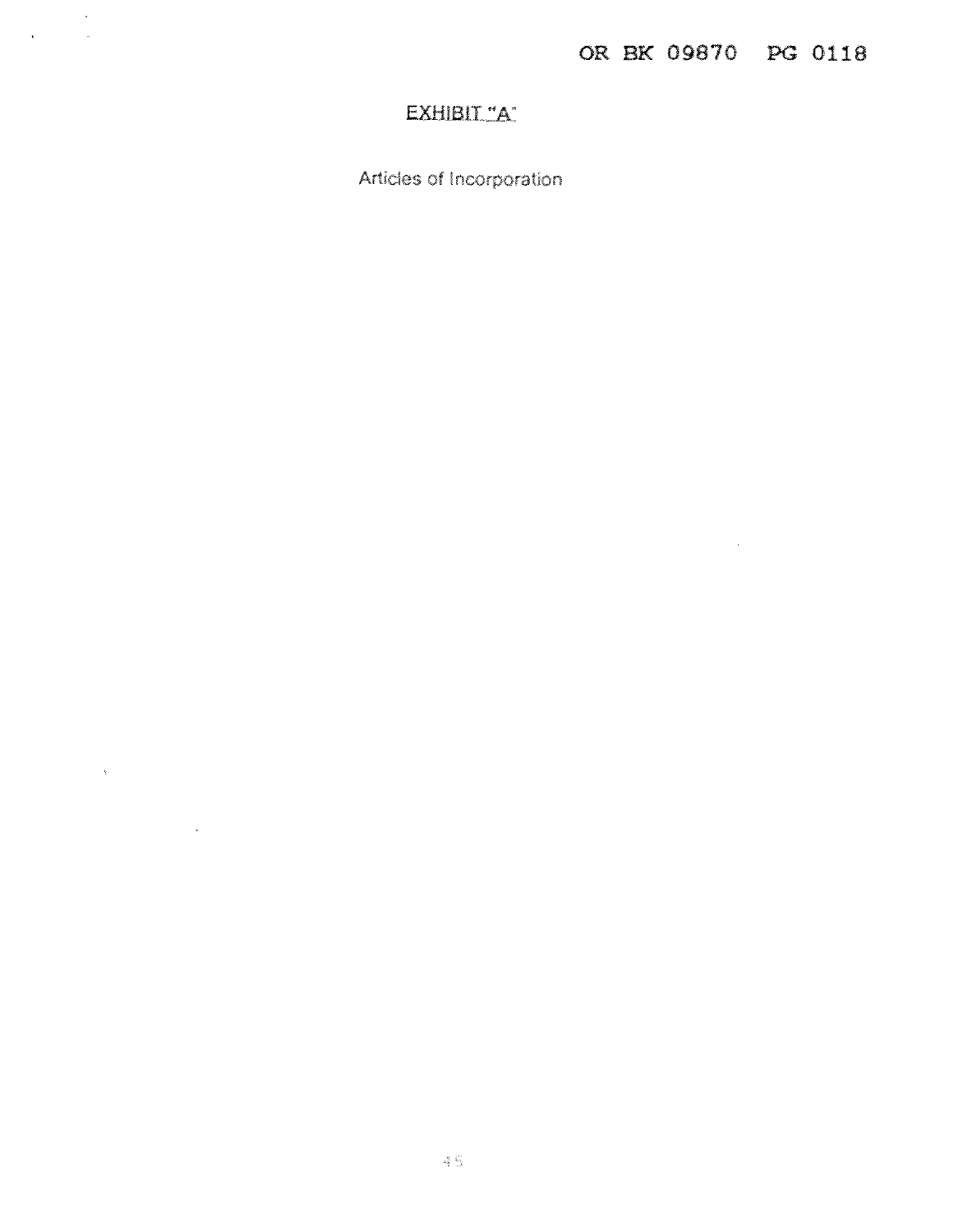## EXHIBIT "A"

Articles of Incorporation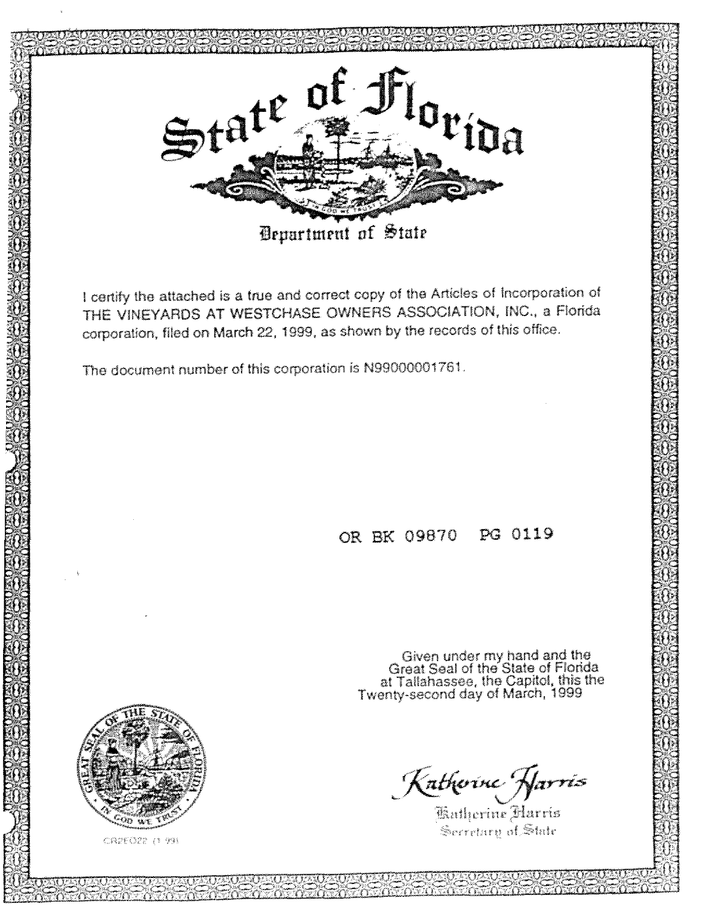# State of Florida

## Department of State

I certify the attached is a true and correct copy of the Articles of Incorporation of THE VINEYARDS AT WESTCHASE OWNERS ASSOCIATION, INC., a Florida corporation, filed on March 22, 1999, as shown by the records of this office.

The document number of this corporation is N99000001761.

OR BK 09870 PG 0119

Given under my hand and the Great Seal of the State of Florida at Tallahassee, the Capitol, this the Twenty-second day of March, 1999

*Katherine Harris*

Katherine Harris
Secretary of State

CR2EO22 (1-99)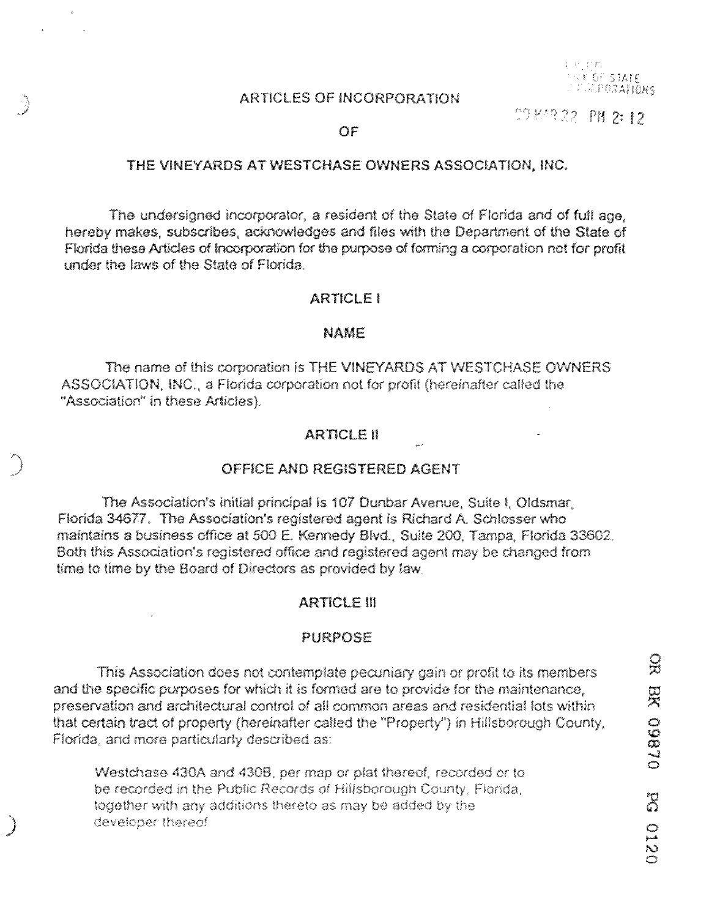# ARTICLES OF INCORPORATION

# OF

# THE VINEYARDS AT WESTCHASE OWNERS ASSOCIATION, INC.

The undersigned incorporator, a resident of the State of Florida and of full age, hereby makes, subscribes, acknowledges and files with the Department of the State of Florida these Articles of Incorporation for the purpose of forming a corporation not for profit under the laws of the State of Florida.

## ARTICLE I

## NAME

The name of this corporation is THE VINEYARDS AT WESTCHASE OWNERS ASSOCIATION, INC., a Florida corporation not for profit (hereinafter called the "Association" in these Articles).

## ARTICLE II

## OFFICE AND REGISTERED AGENT

The Association's initial principal is 107 Dunbar Avenue, Suite I, Oldsmar, Florida 34677. The Association's registered agent is Richard A. Schlosser who maintains a business office at 500 E. Kennedy Blvd., Suite 200, Tampa, Florida 33602. Both this Association's registered office and registered agent may be changed from time to time by the Board of Directors as provided by law.

## ARTICLE III

## PURPOSE

This Association does not contemplate pecuniary gain or profit to its members and the specific purposes for which it is formed are to provide for the maintenance, preservation and architectural control of all common areas and residential lots within that certain tract of property (hereinafter called the "Property") in Hillsborough County, Florida, and more particularly described as:

> Westchase 430A and 430B, per map or plat thereof, recorded or to be recorded in the Public Records of Hillsborough County, Florida, together with any additions thereto as may be added by the developer thereof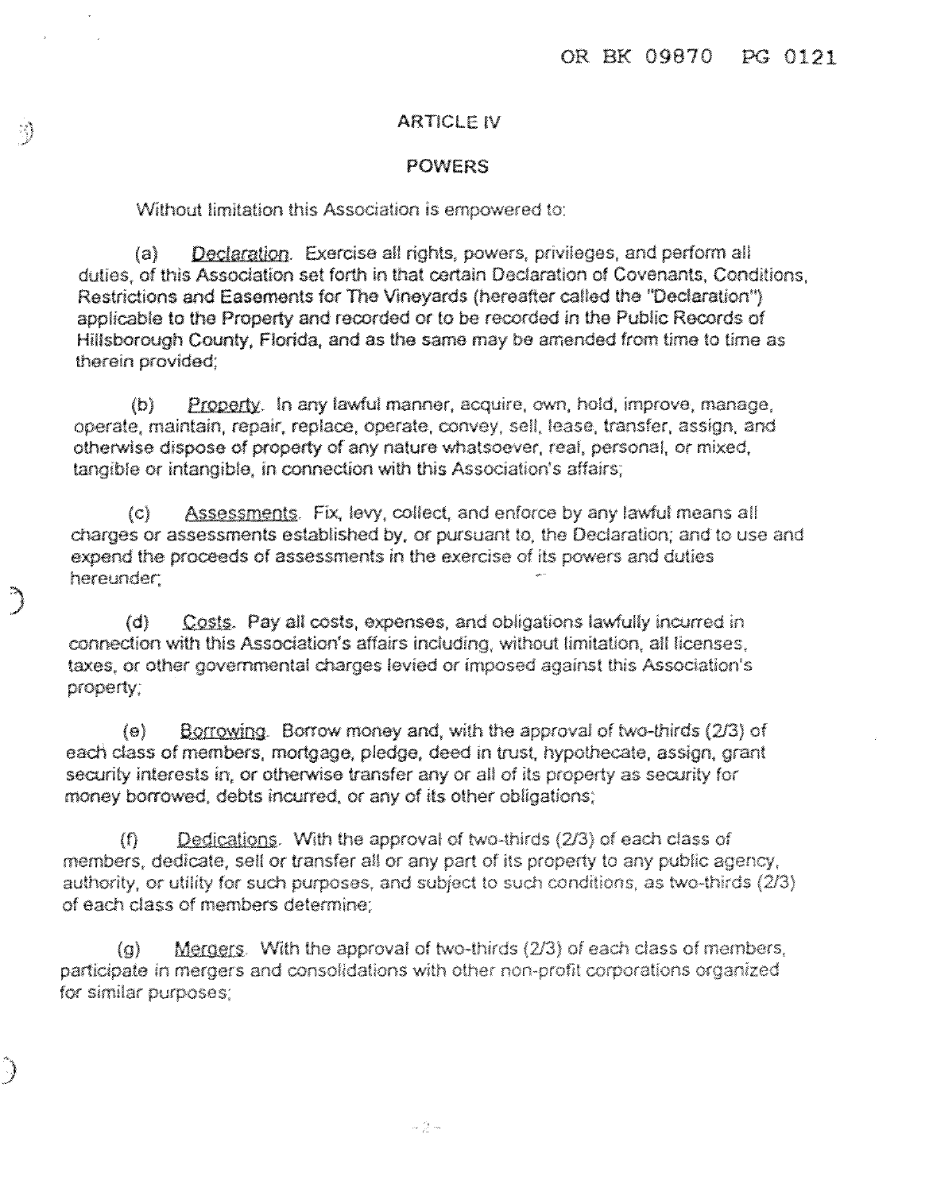## ARTICLE IV

## POWERS

Without limitation this Association is empowered to:

(a) Declaration. Exercise all rights, powers, privileges, and perform all duties, of this Association set forth in that certain Declaration of Covenants, Conditions, Restrictions and Easements for The Vineyards (hereafter called the "Declaration") applicable to the Property and recorded or to be recorded in the Public Records of Hillsborough County, Florida, and as the same may be amended from time to time as therein provided;

(b) Property. In any lawful manner, acquire, own, hold, improve, manage, operate, maintain, repair, replace, operate, convey, sell, lease, transfer, assign, and otherwise dispose of property of any nature whatsoever, real, personal, or mixed, tangible or intangible, in connection with this Association's affairs;

(c) Assessments. Fix, levy, collect, and enforce by any lawful means all charges or assessments established by, or pursuant to, the Declaration; and to use and expend the proceeds of assessments in the exercise of its powers and duties hereunder;

(d) Costs. Pay all costs, expenses, and obligations lawfully incurred in connection with this Association's affairs including, without limitation, all licenses, taxes, or other governmental charges levied or imposed against this Association's property;

(e) Borrowing. Borrow money and, with the approval of two-thirds (2/3) of each class of members, mortgage, pledge, deed in trust, hypothecate, assign, grant security interests in, or otherwise transfer any or all of its property as security for money borrowed, debts incurred, or any of its other obligations;

(f) Dedications. With the approval of two-thirds (2/3) of each class of members, dedicate, sell or transfer all or any part of its property to any public agency, authority, or utility for such purposes, and subject to such conditions, as two-thirds (2/3) of each class of members determine;

(g) Mergers. With the approval of two-thirds (2/3) of each class of members, participate in mergers and consolidations with other non-profit corporations organized for similar purposes;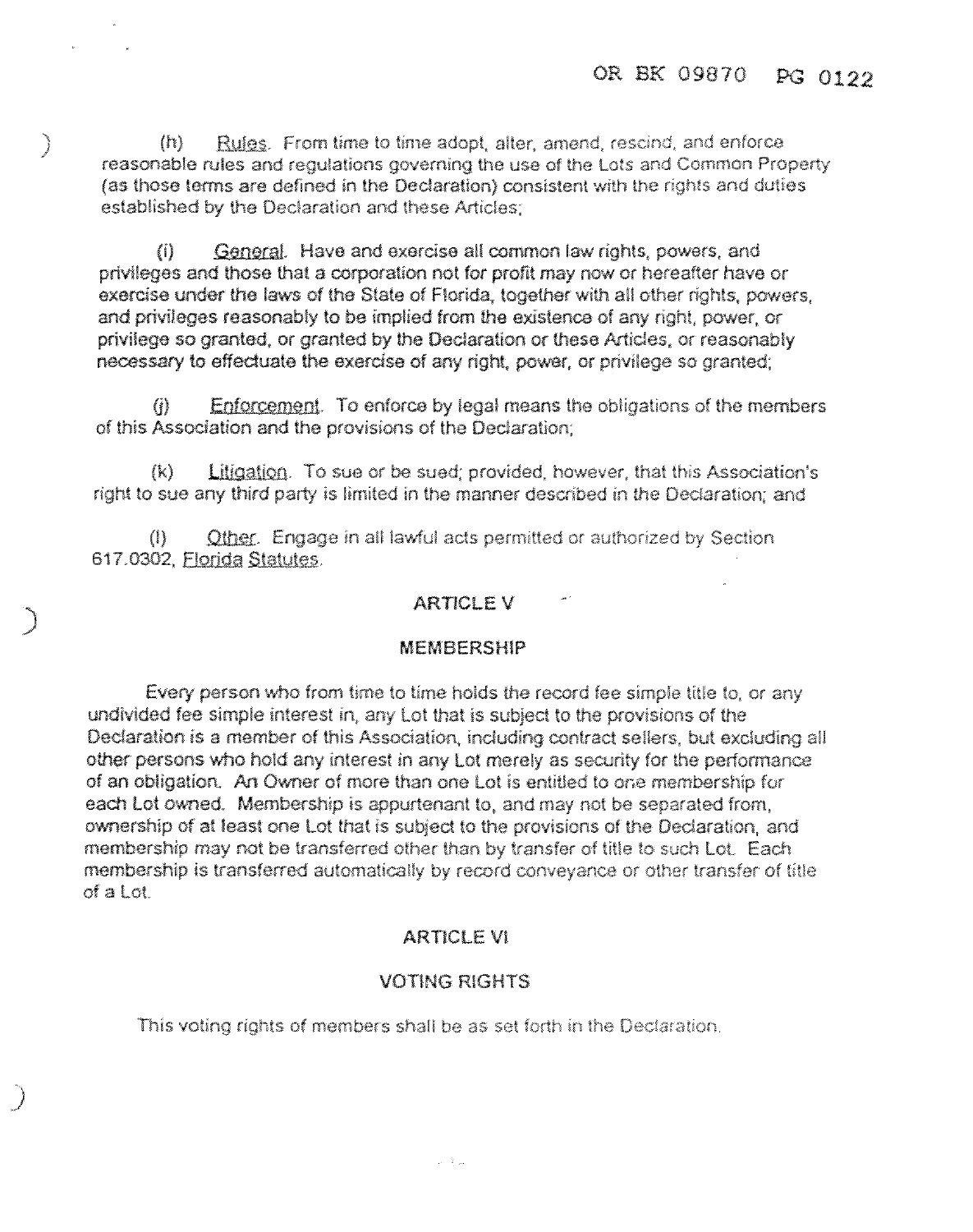(h) Rules. From time to time adopt, alter, amend, rescind, and enforce reasonable rules and regulations governing the use of the Lots and Common Property (as those terms are defined in the Declaration) consistent with the rights and duties established by the Declaration and these Articles;

(i) General. Have and exercise all common law rights, powers, and privileges and those that a corporation not for profit may now or hereafter have or exercise under the laws of the State of Florida, together with all other rights, powers, and privileges reasonably to be implied from the existence of any right, power, or privilege so granted, or granted by the Declaration or these Articles, or reasonably necessary to effectuate the exercise of any right, power, or privilege so granted;

(j) Enforcement. To enforce by legal means the obligations of the members of this Association and the provisions of the Declaration;

(k) Litigation. To sue or be sued; provided, however, that this Association's right to sue any third party is limited in the manner described in the Declaration; and

(l) Other. Engage in all lawful acts permitted or authorized by Section 617.0302, Florida Statutes.

## ARTICLE V

## MEMBERSHIP

Every person who from time to time holds the record fee simple title to, or any undivided fee simple interest in, any Lot that is subject to the provisions of the Declaration is a member of this Association, including contract sellers, but excluding all other persons who hold any interest in any Lot merely as security for the performance of an obligation. An Owner of more than one Lot is entitled to one membership for each Lot owned. Membership is appurtenant to, and may not be separated from, ownership of at least one Lot that is subject to the provisions of the Declaration, and membership may not be transferred other than by transfer of title to such Lot. Each membership is transferred automatically by record conveyance or other transfer of title of a Lot.

## ARTICLE VI

## VOTING RIGHTS

This voting rights of members shall be as set forth in the Declaration.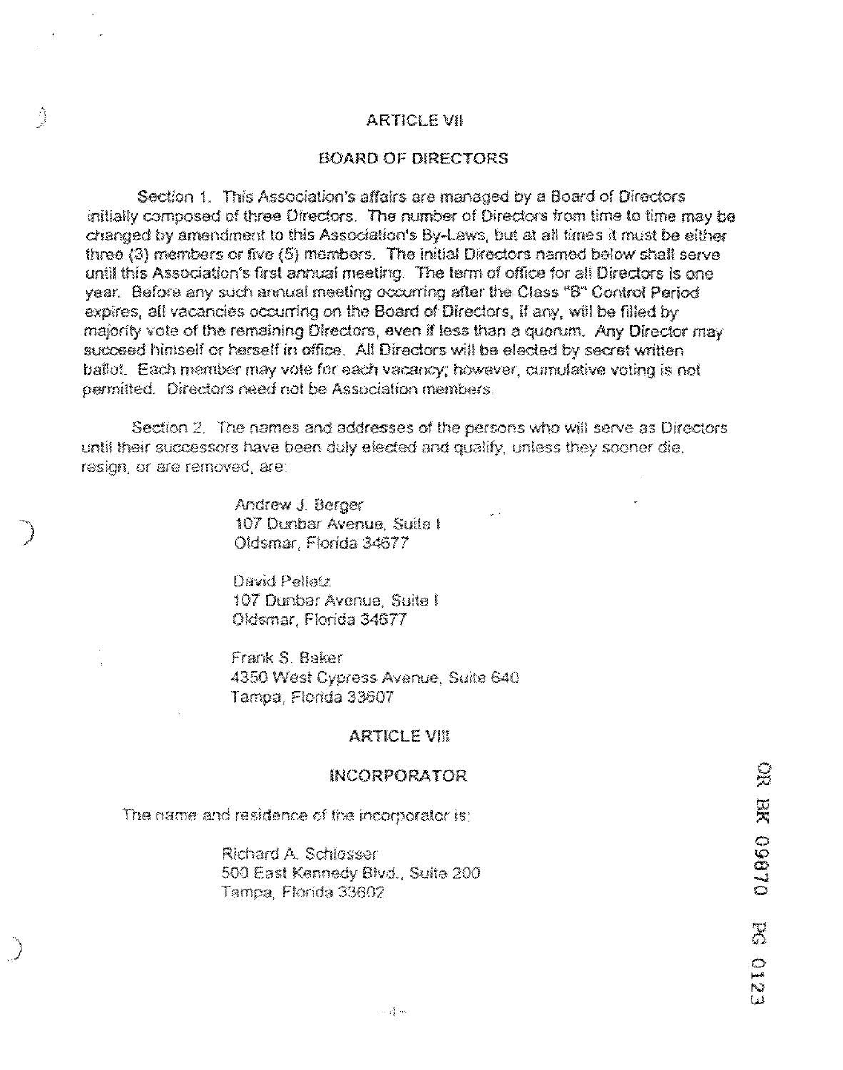## ARTICLE VII

## BOARD OF DIRECTORS

Section 1. This Association's affairs are managed by a Board of Directors initially composed of three Directors. The number of Directors from time to time may be changed by amendment to this Association's By-Laws, but at all times it must be either three (3) members or five (5) members. The initial Directors named below shall serve until this Association's first annual meeting. The term of office for all Directors is one year. Before any such annual meeting occurring after the Class "B" Control Period expires, all vacancies occurring on the Board of Directors, if any, will be filled by majority vote of the remaining Directors, even if less than a quorum. Any Director may succeed himself or herself in office. All Directors will be elected by secret written ballot. Each member may vote for each vacancy; however, cumulative voting is not permitted. Directors need not be Association members.

Section 2. The names and addresses of the persons who will serve as Directors until their successors have been duly elected and qualify, unless they sooner die, resign, or are removed, are:

Andrew J. Berger
107 Dunbar Avenue, Suite I
Oldsmar, Florida 34677

David Pelletz
107 Dunbar Avenue, Suite I
Oldsmar, Florida 34677

Frank S. Baker
4350 West Cypress Avenue, Suite 640
Tampa, Florida 33607

## ARTICLE VIII

## INCORPORATOR

The name and residence of the incorporator is:

Richard A. Schlosser
500 East Kennedy Blvd., Suite 200
Tampa, Florida 33602

OR BK 09870 PG 0123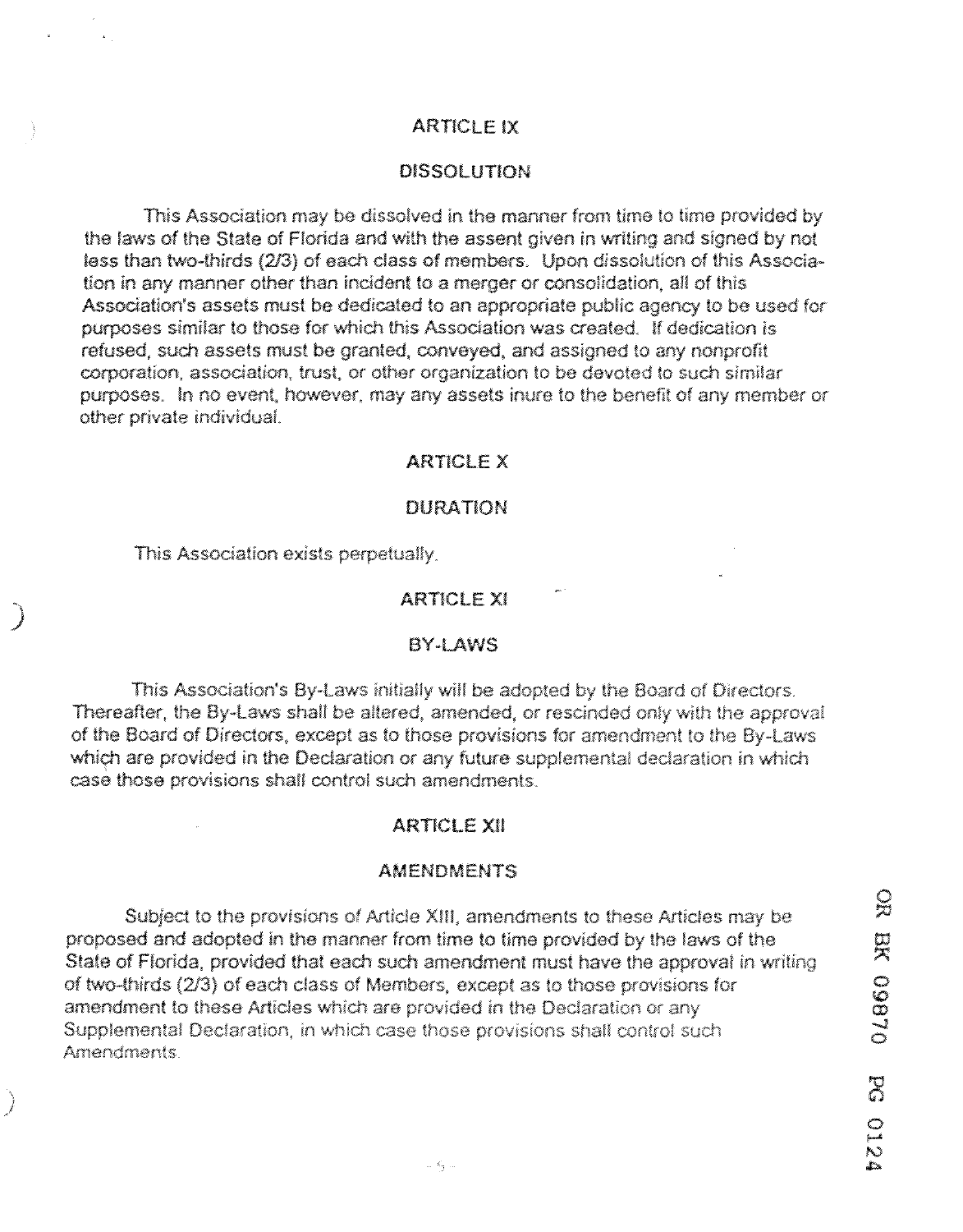## ARTICLE IX

## DISSOLUTION

This Association may be dissolved in the manner from time to time provided by the laws of the State of Florida and with the assent given in writing and signed by not less than two-thirds (2/3) of each class of members. Upon dissolution of this Association in any manner other than incident to a merger or consolidation, all of this Association's assets must be dedicated to an appropriate public agency to be used for purposes similar to those for which this Association was created. If dedication is refused, such assets must be granted, conveyed, and assigned to any nonprofit corporation, association, trust, or other organization to be devoted to such similar purposes. In no event, however, may any assets inure to the benefit of any member or other private individual.

## ARTICLE X

## DURATION

This Association exists perpetually.

## ARTICLE XI

## BY-LAWS

This Association's By-Laws initially will be adopted by the Board of Directors. Thereafter, the By-Laws shall be altered, amended, or rescinded only with the approval of the Board of Directors, except as to those provisions for amendment to the By-Laws which are provided in the Declaration or any future supplemental declaration in which case those provisions shall control such amendments.

## ARTICLE XII

## AMENDMENTS

Subject to the provisions of Article XIII, amendments to these Articles may be proposed and adopted in the manner from time to time provided by the laws of the State of Florida, provided that each such amendment must have the approval in writing of two-thirds (2/3) of each class of Members, except as to those provisions for amendment to these Articles which are provided in the Declaration or any Supplemental Declaration, in which case those provisions shall control such Amendments.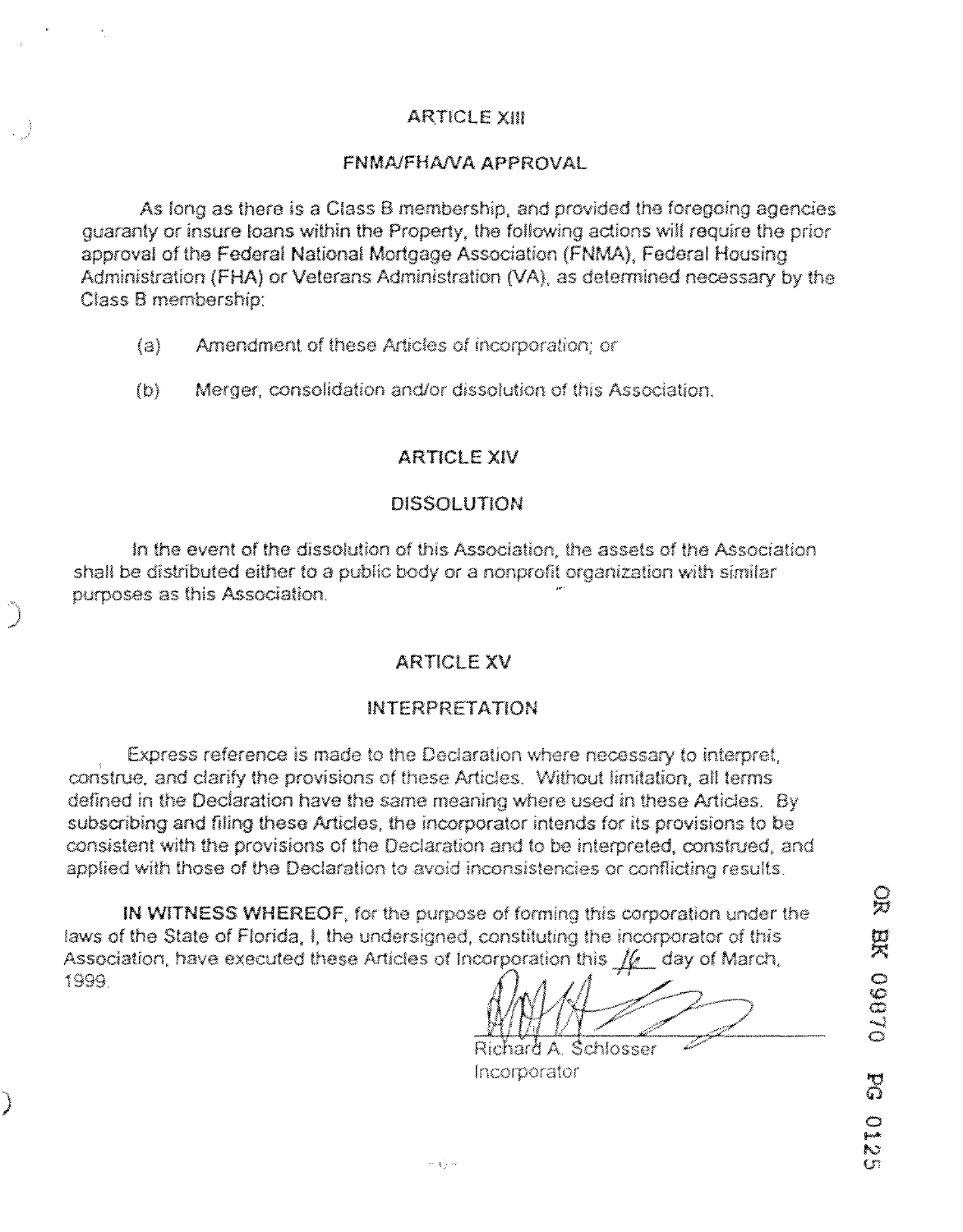## ARTICLE XIII

## FNMA/FHA/VA APPROVAL

As long as there is a Class B membership, and provided the foregoing agencies guaranty or insure loans within the Property, the following actions will require the prior approval of the Federal National Mortgage Association (FNMA), Federal Housing Administration (FHA) or Veterans Administration (VA), as determined necessary by the Class B membership:

(a) Amendment of these Articles of incorporation; or

(b) Merger, consolidation and/or dissolution of this Association.

## ARTICLE XIV

## DISSOLUTION

In the event of the dissolution of this Association, the assets of the Association shall be distributed either to a public body or a nonprofit organization with similar purposes as this Association.

## ARTICLE XV

## INTERPRETATION

Express reference is made to the Declaration where necessary to interpret, construe, and clarify the provisions of these Articles. Without limitation, all terms defined in the Declaration have the same meaning where used in these Articles. By subscribing and filing these Articles, the incorporator intends for its provisions to be consistent with the provisions of the Declaration and to be interpreted, construed, and applied with those of the Declaration to avoid inconsistencies or conflicting results.

**IN WITNESS WHEREOF**, for the purpose of forming this corporation under the laws of the State of Florida, I, the undersigned, constituting the incorporator of this Association, have executed these Articles of Incorporation this 16 day of March, 1999.

Richard A. Schlosser
Incorporator

OR BK 09870 PG 0125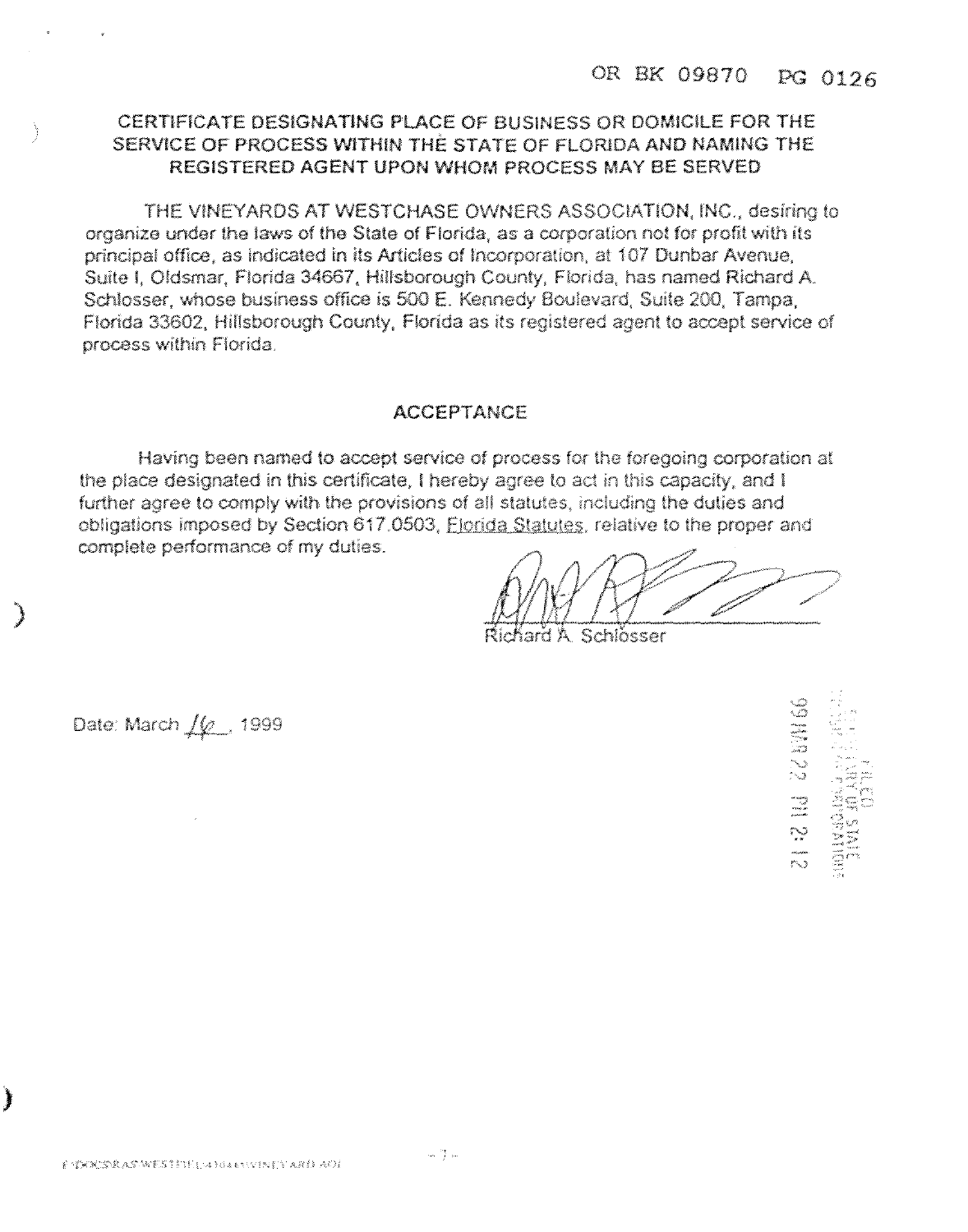OR BK 09870 PG 0126

# CERTIFICATE DESIGNATING PLACE OF BUSINESS OR DOMICILE FOR THE SERVICE OF PROCESS WITHIN THE STATE OF FLORIDA AND NAMING THE REGISTERED AGENT UPON WHOM PROCESS MAY BE SERVED

THE VINEYARDS AT WESTCHASE OWNERS ASSOCIATION, INC., desiring to organize under the laws of the State of Florida, as a corporation not for profit with its principal office, as indicated in its Articles of Incorporation, at 107 Dunbar Avenue, Suite I, Oldsmar, Florida 34667, Hillsborough County, Florida, has named Richard A. Schlosser, whose business office is 500 E. Kennedy Boulevard, Suite 200, Tampa, Florida 33602, Hillsborough County, Florida as its registered agent to accept service of process within Florida.

## ACCEPTANCE

Having been named to accept service of process for the foregoing corporation at the place designated in this certificate, I hereby agree to act in this capacity, and I further agree to comply with the provisions of all statutes, including the duties and obligations imposed by Section 617.0503, Florida Statutes, relative to the proper and complete performance of my duties.

Richard A. Schlosser

Date: March 16, 1999

FILED
SECRETARY OF STATE
DIVISION OF CORPORATIONS
99 MAR 22 PM 2:12